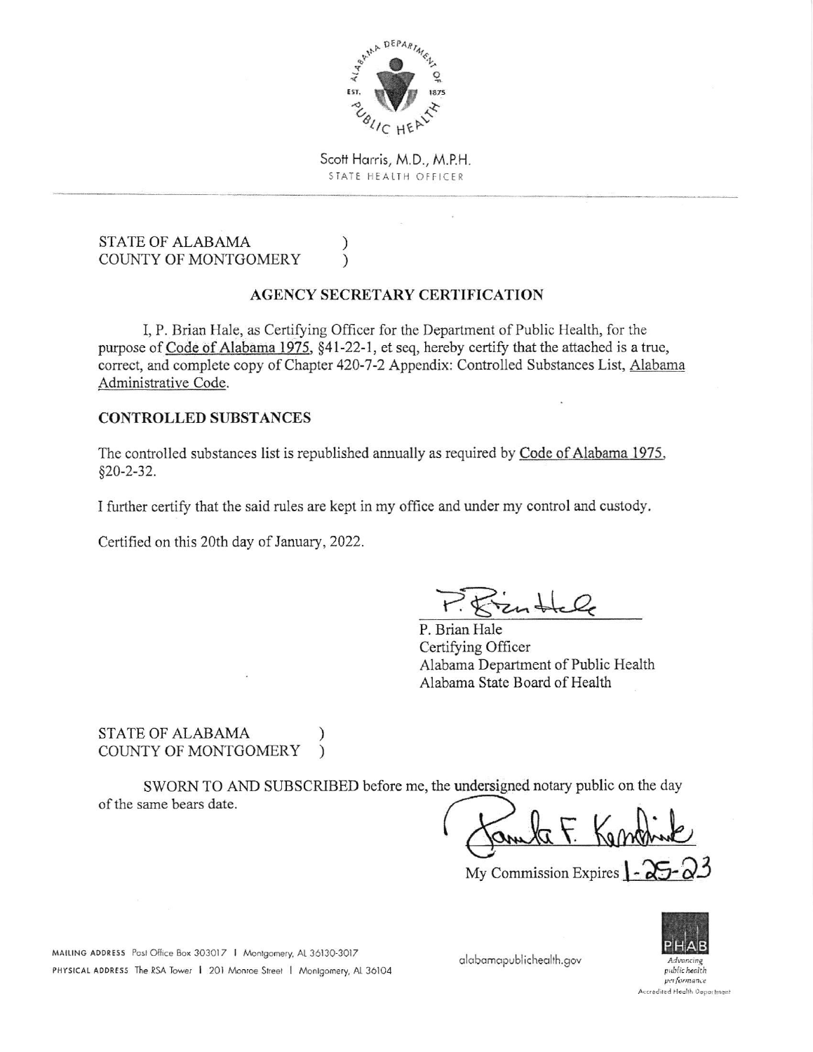Scott Harris, M.D., M.P.H.
STATE HEALTH OFFICER

STATE OF ALABAMA )
COUNTY OF MONTGOMERY )

**AGENCY SECRETARY CERTIFICATION**

I, P. Brian Hale, as Certifying Officer for the Department of Public Health, for the purpose of Code of Alabama 1975, §41-22-1, et seq, hereby certify that the attached is a true, correct, and complete copy of Chapter 420-7-2 Appendix: Controlled Substances List, Alabama Administrative Code.

**CONTROLLED SUBSTANCES**

The controlled substances list is republished annually as required by Code of Alabama 1975, §20-2-32.

I further certify that the said rules are kept in my office and under my control and custody.

Certified on this 20th day of January, 2022.

P. Brian Hale
Certifying Officer
Alabama Department of Public Health
Alabama State Board of Health

STATE OF ALABAMA )
COUNTY OF MONTGOMERY )

SWORN TO AND SUBSCRIBED before me, the undersigned notary public on the day of the same bears date.

My Commission Expires 1-25-23

MAILING ADDRESS Post Office Box 303017 | Montgomery, AL 36130-3017
PHYSICAL ADDRESS The RSA Tower | 201 Monroe Street | Montgomery, AL 36104

alabamapublichealth.gov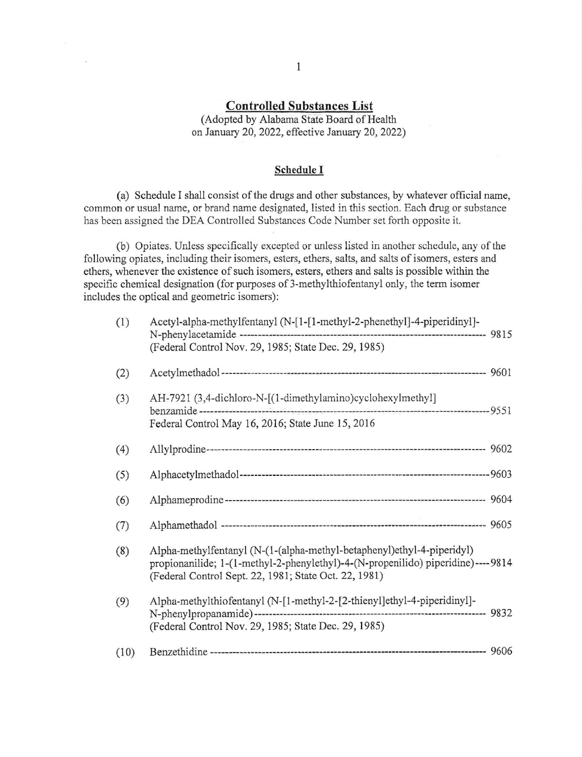## Controlled Substances List

(Adopted by Alabama State Board of Health on January 20, 2022, effective January 20, 2022)

### Schedule I

(a) Schedule I shall consist of the drugs and other substances, by whatever official name, common or usual name, or brand name designated, listed in this section. Each drug or substance has been assigned the DEA Controlled Substances Code Number set forth opposite it.

(b) Opiates. Unless specifically excepted or unless listed in another schedule, any of the following opiates, including their isomers, esters, ethers, salts, and salts of isomers, esters and ethers, whenever the existence of such isomers, esters, ethers and salts is possible within the specific chemical designation (for purposes of 3-methylthiofentanyl only, the term isomer includes the optical and geometric isomers):

(1) Acetyl-alpha-methylfentanyl (N-[1-[1-methyl-2-phenethyl]-4-piperidinyl]-N-phenylacetamide ---------- 9815
(Federal Control Nov. 29, 1985; State Dec. 29, 1985)

(2) Acetylmethadol ---------- 9601

(3) AH-7921 (3,4-dichloro-N-[(1-dimethylamino)cyclohexylmethyl] benzamide ---------- 9551
Federal Control May 16, 2016; State June 15, 2016

(4) Allylprodine ---------- 9602

(5) Alphacetylmethadol ---------- 9603

(6) Alphameprodine ---------- 9604

(7) Alphamethadol ---------- 9605

(8) Alpha-methylfentanyl (N-(1-(alpha-methyl-betaphenyl)ethyl-4-piperidyl) propionanilide; 1-(1-methyl-2-phenylethyl)-4-(N-propenilido) piperidine) ---------- 9814
(Federal Control Sept. 22, 1981; State Oct. 22, 1981)

(9) Alpha-methylthiofentanyl (N-[1-methyl-2-[2-thienyl]ethyl-4-piperidinyl]-N-phenylpropanamide) ---------- 9832
(Federal Control Nov. 29, 1985; State Dec. 29, 1985)

(10) Benzethidine ---------- 9606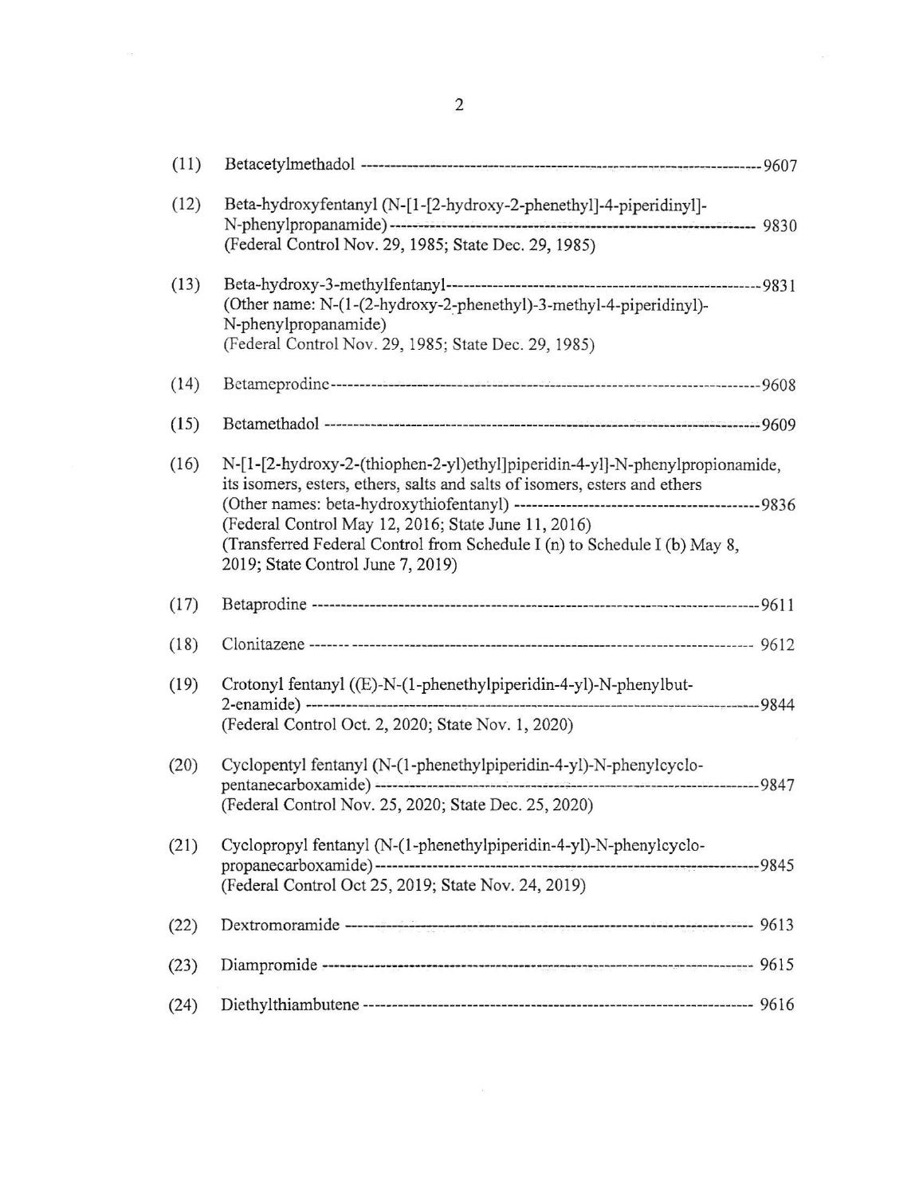(11) Betacetylmethadol ---------------------------------------------------------------------- 9607

(12) Beta-hydroxyfentanyl (N-[1-[2-hydroxy-2-phenethyl]-4-piperidinyl]-N-phenylpropanamide) ---------------------------------------------------------------------- 9830
(Federal Control Nov. 29, 1985; State Dec. 29, 1985)

(13) Beta-hydroxy-3-methylfentanyl---------------------------------------------------------------------- 9831
(Other name: N-(1-(2-hydroxy-2-phenethyl)-3-methyl-4-piperidinyl)-N-phenylpropanamide)
(Federal Control Nov. 29, 1985; State Dec. 29, 1985)

(14) Betameprodine---------------------------------------------------------------------- 9608

(15) Betamethadol ---------------------------------------------------------------------- 9609

(16) N-[1-[2-hydroxy-2-(thiophen-2-yl)ethyl]piperidin-4-yl]-N-phenylpropionamide, its isomers, esters, ethers, salts and salts of isomers, esters and ethers
(Other names: beta-hydroxythiofentanyl) ---------------------------------------------------------------------- 9836
(Federal Control May 12, 2016; State June 11, 2016)
(Transferred Federal Control from Schedule I (n) to Schedule I (b) May 8, 2019; State Control June 7, 2019)

(17) Betaprodine ---------------------------------------------------------------------- 9611

(18) Clonitazene ---------------------------------------------------------------------- 9612

(19) Crotonyl fentanyl ((E)-N-(1-phenethylpiperidin-4-yl)-N-phenylbut-2-enamide) ---------------------------------------------------------------------- 9844
(Federal Control Oct. 2, 2020; State Nov. 1, 2020)

(20) Cyclopentyl fentanyl (N-(1-phenethylpiperidin-4-yl)-N-phenylcyclopentanecarboxamide) ---------------------------------------------------------------------- 9847
(Federal Control Nov. 25, 2020; State Dec. 25, 2020)

(21) Cyclopropyl fentanyl (N-(1-phenethylpiperidin-4-yl)-N-phenylcyclopropanecarboxamide) ---------------------------------------------------------------------- 9845
(Federal Control Oct 25, 2019; State Nov. 24, 2019)

(22) Dextromoramide ---------------------------------------------------------------------- 9613

(23) Diampromide ---------------------------------------------------------------------- 9615

(24) Diethylthiambutene ---------------------------------------------------------------------- 9616